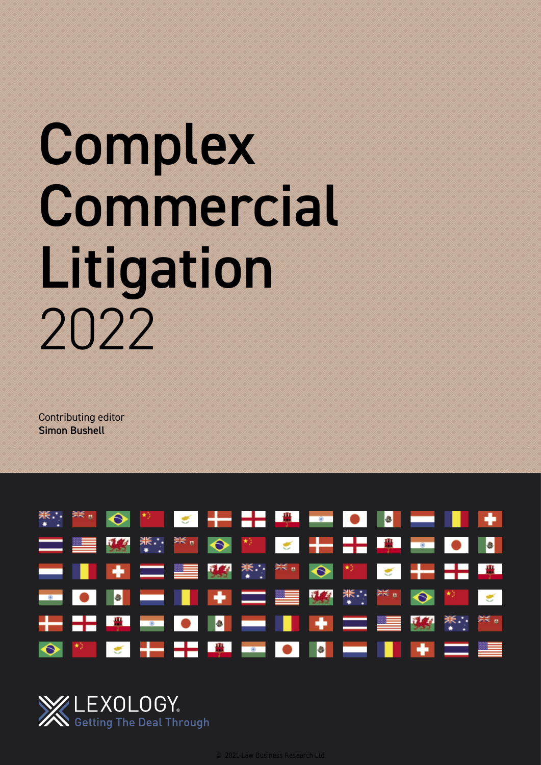# Complex Commercial Litigation 2022

Contributing editor
**Simon Bushell**

LEXOLOGY.
Getting The Deal Through

© 2021 Law Business Research Ltd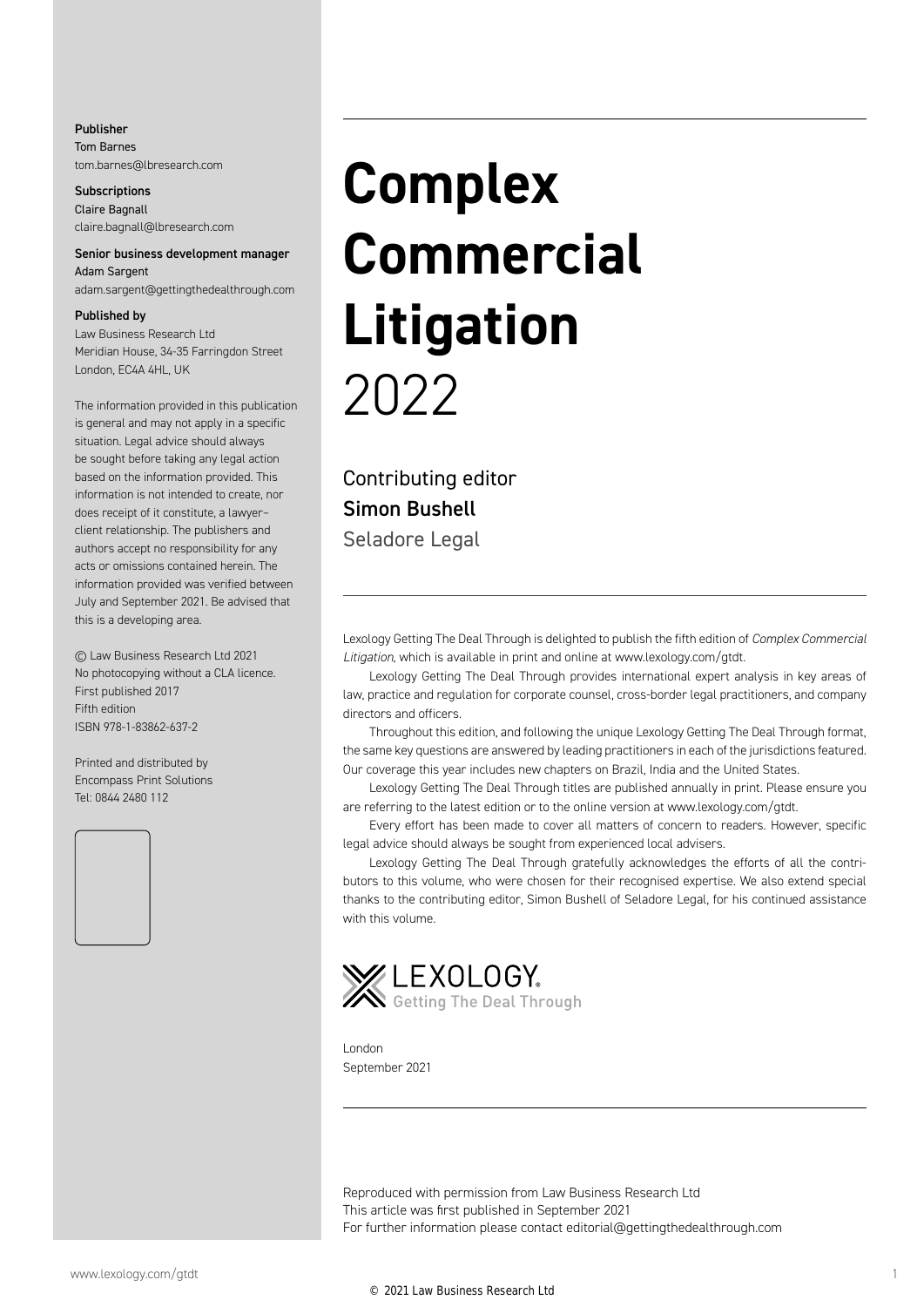**Publisher**
Tom Barnes
tom.barnes@lbresearch.com

**Subscriptions**
Claire Bagnall
claire.bagnall@lbresearch.com

**Senior business development manager**
Adam Sargent
adam.sargent@gettingthedealthrough.com

**Published by**
Law Business Research Ltd
Meridian House, 34-35 Farringdon Street
London, EC4A 4HL, UK

The information provided in this publication is general and may not apply in a specific situation. Legal advice should always be sought before taking any legal action based on the information provided. This information is not intended to create, nor does receipt of it constitute, a lawyer–client relationship. The publishers and authors accept no responsibility for any acts or omissions contained herein. The information provided was verified between July and September 2021. Be advised that this is a developing area.

© Law Business Research Ltd 2021
No photocopying without a CLA licence.
First published 2017
Fifth edition
ISBN 978-1-83862-637-2

Printed and distributed by
Encompass Print Solutions
Tel: 0844 2480 112

# Complex Commercial Litigation 2022

Contributing editor
**Simon Bushell**
Seladore Legal

Lexology Getting The Deal Through is delighted to publish the fifth edition of *Complex Commercial Litigation*, which is available in print and online at www.lexology.com/gtdt.

Lexology Getting The Deal Through provides international expert analysis in key areas of law, practice and regulation for corporate counsel, cross-border legal practitioners, and company directors and officers.

Throughout this edition, and following the unique Lexology Getting The Deal Through format, the same key questions are answered by leading practitioners in each of the jurisdictions featured. Our coverage this year includes new chapters on Brazil, India and the United States.

Lexology Getting The Deal Through titles are published annually in print. Please ensure you are referring to the latest edition or to the online version at www.lexology.com/gtdt.

Every effort has been made to cover all matters of concern to readers. However, specific legal advice should always be sought from experienced local advisers.

Lexology Getting The Deal Through gratefully acknowledges the efforts of all the contributors to this volume, who were chosen for their recognised expertise. We also extend special thanks to the contributing editor, Simon Bushell of Seladore Legal, for his continued assistance with this volume.

LEXOLOGY
Getting The Deal Through

London
September 2021

Reproduced with permission from Law Business Research Ltd
This article was first published in September 2021
For further information please contact editorial@gettingthedealthrough.com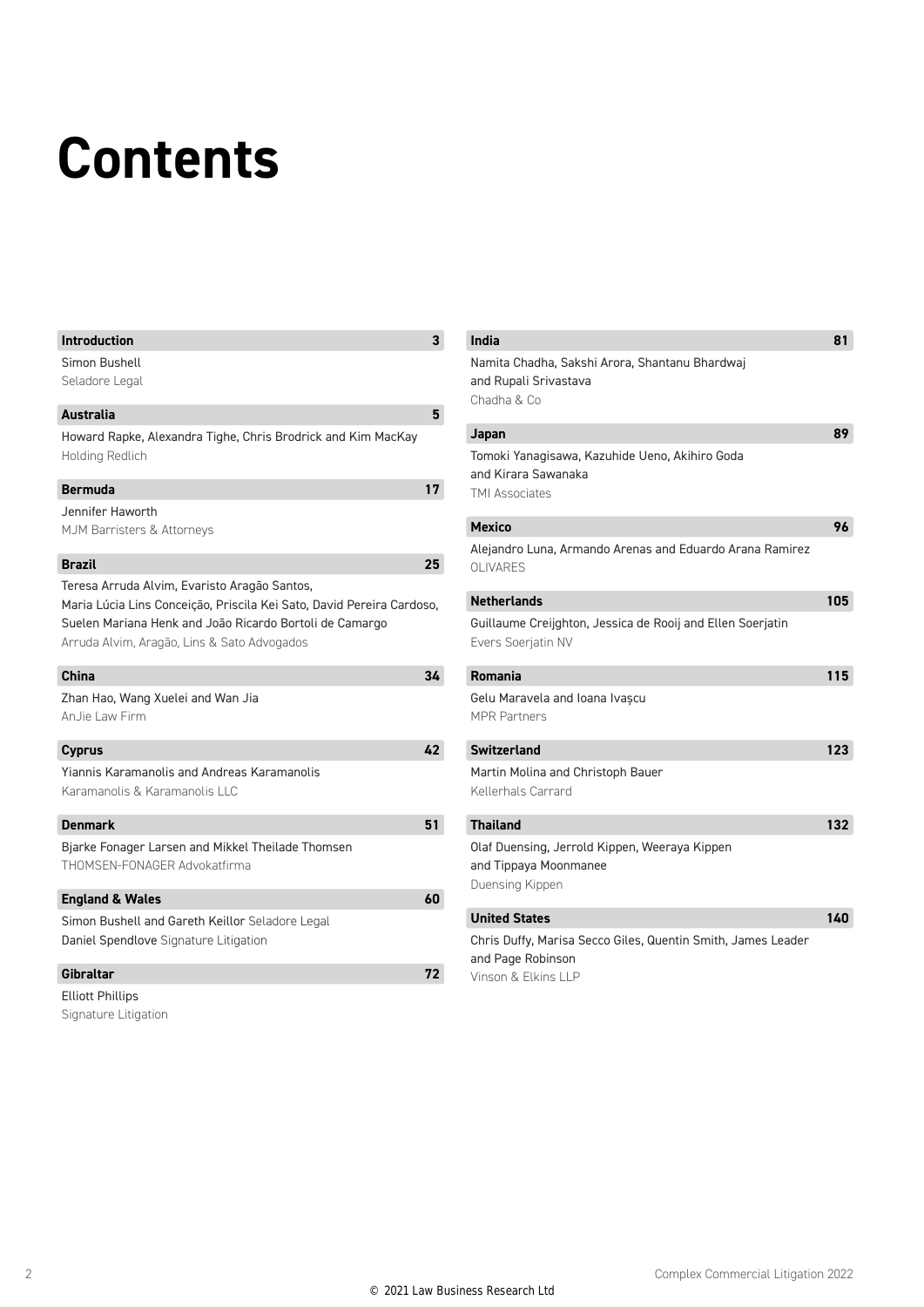# Contents

**Introduction** 3

Simon Bushell
Seladore Legal

**Australia** 5

Howard Rapke, Alexandra Tighe, Chris Brodrick and Kim MacKay
Holding Redlich

**Bermuda** 17

Jennifer Haworth
MJM Barristers & Attorneys

**Brazil** 25

Teresa Arruda Alvim, Evaristo Aragão Santos, Maria Lúcia Lins Conceição, Priscila Kei Sato, David Pereira Cardoso, Suelen Mariana Henk and João Ricardo Bortoli de Camargo
Arruda Alvim, Aragão, Lins & Sato Advogados

**China** 34

Zhan Hao, Wang Xuelei and Wan Jia
AnJie Law Firm

**Cyprus** 42

Yiannis Karamanolis and Andreas Karamanolis
Karamanolis & Karamanolis LLC

**Denmark** 51

Bjarke Fonager Larsen and Mikkel Theilade Thomsen
THOMSEN-FONAGER Advokatfirma

**England & Wales** 60

Simon Bushell and Gareth Keillor Seladore Legal
Daniel Spendlove Signature Litigation

**Gibraltar** 72

Elliott Phillips
Signature Litigation

**India** 81

Namita Chadha, Sakshi Arora, Shantanu Bhardwaj and Rupali Srivastava
Chadha & Co

**Japan** 89

Tomoki Yanagisawa, Kazuhide Ueno, Akihiro Goda and Kirara Sawanaka
TMI Associates

**Mexico** 96

Alejandro Luna, Armando Arenas and Eduardo Arana Ramirez
OLIVARES

**Netherlands** 105

Guillaume Creijghton, Jessica de Rooij and Ellen Soerjatin
Evers Soerjatin NV

**Romania** 115

Gelu Maravela and Ioana Ivașcu
MPR Partners

**Switzerland** 123

Martin Molina and Christoph Bauer
Kellerhals Carrard

**Thailand** 132

Olaf Duensing, Jerrold Kippen, Weeraya Kippen and Tippaya Moonmanee
Duensing Kippen

**United States** 140

Chris Duffy, Marisa Secco Giles, Quentin Smith, James Leader and Page Robinson
Vinson & Elkins LLP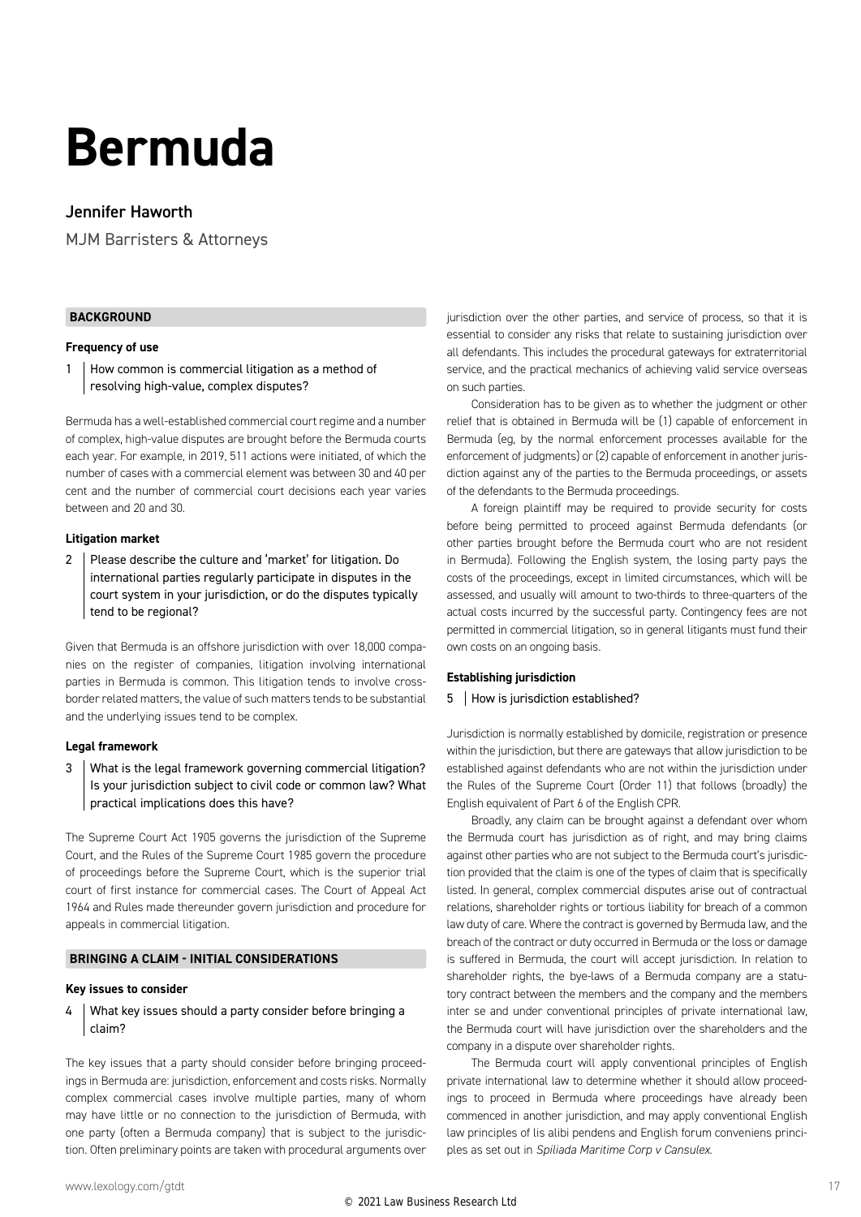# Bermuda

## Jennifer Haworth

MJM Barristers & Attorneys

### BACKGROUND

**Frequency of use**

**1 How common is commercial litigation as a method of resolving high-value, complex disputes?**

Bermuda has a well-established commercial court regime and a number of complex, high-value disputes are brought before the Bermuda courts each year. For example, in 2019, 511 actions were initiated, of which the number of cases with a commercial element was between 30 and 40 per cent and the number of commercial court decisions each year varies between and 20 and 30.

**Litigation market**

**2 Please describe the culture and 'market' for litigation. Do international parties regularly participate in disputes in the court system in your jurisdiction, or do the disputes typically tend to be regional?**

Given that Bermuda is an offshore jurisdiction with over 18,000 companies on the register of companies, litigation involving international parties in Bermuda is common. This litigation tends to involve cross-border related matters, the value of such matters tends to be substantial and the underlying issues tend to be complex.

**Legal framework**

**3 What is the legal framework governing commercial litigation? Is your jurisdiction subject to civil code or common law? What practical implications does this have?**

The Supreme Court Act 1905 governs the jurisdiction of the Supreme Court, and the Rules of the Supreme Court 1985 govern the procedure of proceedings before the Supreme Court, which is the superior trial court of first instance for commercial cases. The Court of Appeal Act 1964 and Rules made thereunder govern jurisdiction and procedure for appeals in commercial litigation.

### BRINGING A CLAIM - INITIAL CONSIDERATIONS

**Key issues to consider**

**4 What key issues should a party consider before bringing a claim?**

The key issues that a party should consider before bringing proceedings in Bermuda are: jurisdiction, enforcement and costs risks. Normally complex commercial cases involve multiple parties, many of whom may have little or no connection to the jurisdiction of Bermuda, with one party (often a Bermuda company) that is subject to the jurisdiction. Often preliminary points are taken with procedural arguments over jurisdiction over the other parties, and service of process, so that it is essential to consider any risks that relate to sustaining jurisdiction over all defendants. This includes the procedural gateways for extraterritorial service, and the practical mechanics of achieving valid service overseas on such parties.

Consideration has to be given as to whether the judgment or other relief that is obtained in Bermuda will be (1) capable of enforcement in Bermuda (eg, by the normal enforcement processes available for the enforcement of judgments) or (2) capable of enforcement in another jurisdiction against any of the parties to the Bermuda proceedings, or assets of the defendants to the Bermuda proceedings.

A foreign plaintiff may be required to provide security for costs before being permitted to proceed against Bermuda defendants (or other parties brought before the Bermuda court who are not resident in Bermuda). Following the English system, the losing party pays the costs of the proceedings, except in limited circumstances, which will be assessed, and usually will amount to two-thirds to three-quarters of the actual costs incurred by the successful party. Contingency fees are not permitted in commercial litigation, so in general litigants must fund their own costs on an ongoing basis.

**Establishing jurisdiction**

**5 How is jurisdiction established?**

Jurisdiction is normally established by domicile, registration or presence within the jurisdiction, but there are gateways that allow jurisdiction to be established against defendants who are not within the jurisdiction under the Rules of the Supreme Court (Order 11) that follows (broadly) the English equivalent of Part 6 of the English CPR.

Broadly, any claim can be brought against a defendant over whom the Bermuda court has jurisdiction as of right, and may bring claims against other parties who are not subject to the Bermuda court's jurisdiction provided that the claim is one of the types of claim that is specifically listed. In general, complex commercial disputes arise out of contractual relations, shareholder rights or tortious liability for breach of a common law duty of care. Where the contract is governed by Bermuda law, and the breach of the contract or duty occurred in Bermuda or the loss or damage is suffered in Bermuda, the court will accept jurisdiction. In relation to shareholder rights, the bye-laws of a Bermuda company are a statutory contract between the members and the company and the members inter se and under conventional principles of private international law, the Bermuda court will have jurisdiction over the shareholders and the company in a dispute over shareholder rights.

The Bermuda court will apply conventional principles of English private international law to determine whether it should allow proceedings to proceed in Bermuda where proceedings have already been commenced in another jurisdiction, and may apply conventional English law principles of lis alibi pendens and English forum conveniens principles as set out in *Spiliada Maritime Corp v Cansulex*.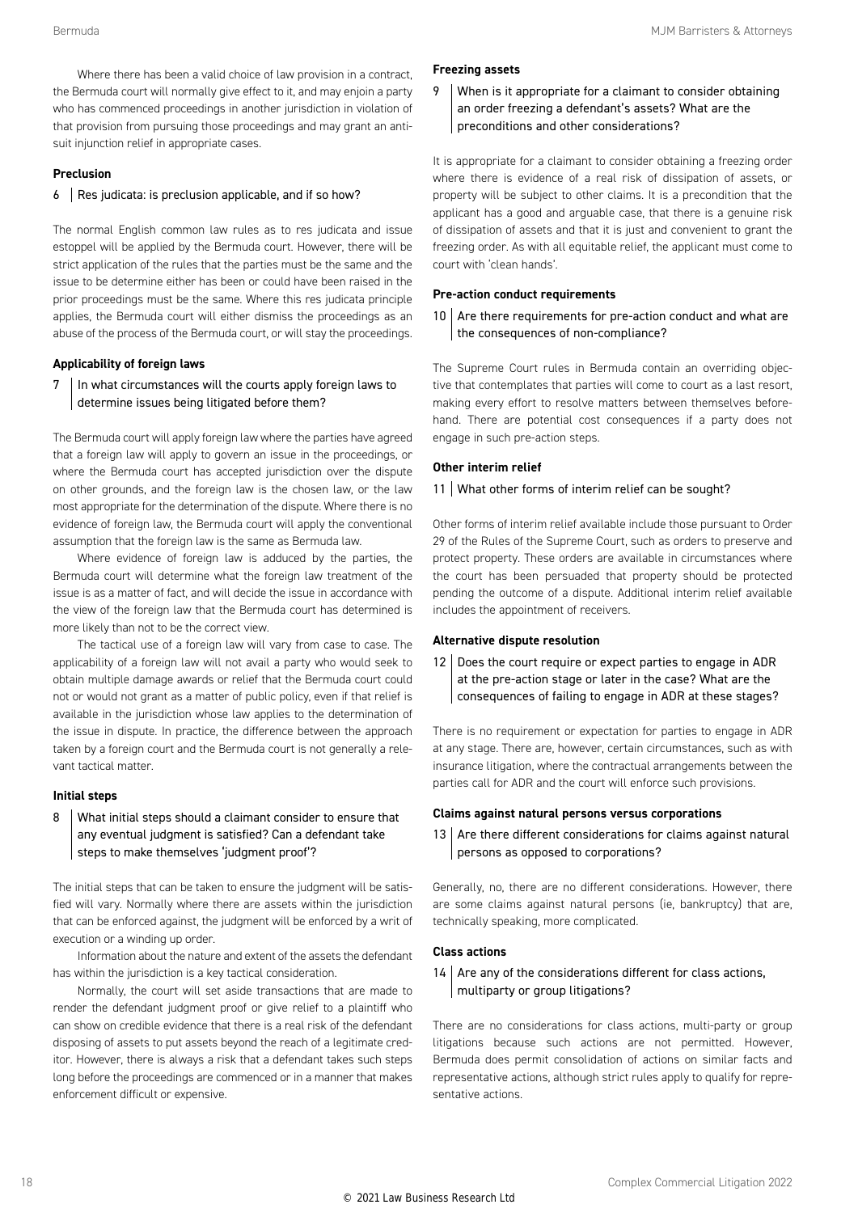Where there has been a valid choice of law provision in a contract, the Bermuda court will normally give effect to it, and may enjoin a party who has commenced proceedings in another jurisdiction in violation of that provision from pursuing those proceedings and may grant an anti-suit injunction relief in appropriate cases.

### Preclusion

**6 | Res judicata: is preclusion applicable, and if so how?**

The normal English common law rules as to res judicata and issue estoppel will be applied by the Bermuda court. However, there will be strict application of the rules that the parties must be the same and the issue to be determine either has been or could have been raised in the prior proceedings must be the same. Where this res judicata principle applies, the Bermuda court will either dismiss the proceedings as an abuse of the process of the Bermuda court, or will stay the proceedings.

### Applicability of foreign laws

**7 | In what circumstances will the courts apply foreign laws to determine issues being litigated before them?**

The Bermuda court will apply foreign law where the parties have agreed that a foreign law will apply to govern an issue in the proceedings, or where the Bermuda court has accepted jurisdiction over the dispute on other grounds, and the foreign law is the chosen law, or the law most appropriate for the determination of the dispute. Where there is no evidence of foreign law, the Bermuda court will apply the conventional assumption that the foreign law is the same as Bermuda law.

Where evidence of foreign law is adduced by the parties, the Bermuda court will determine what the foreign law treatment of the issue is as a matter of fact, and will decide the issue in accordance with the view of the foreign law that the Bermuda court has determined is more likely than not to be the correct view.

The tactical use of a foreign law will vary from case to case. The applicability of a foreign law will not avail a party who would seek to obtain multiple damage awards or relief that the Bermuda court could not or would not grant as a matter of public policy, even if that relief is available in the jurisdiction whose law applies to the determination of the issue in dispute. In practice, the difference between the approach taken by a foreign court and the Bermuda court is not generally a relevant tactical matter.

### Initial steps

**8 | What initial steps should a claimant consider to ensure that any eventual judgment is satisfied? Can a defendant take steps to make themselves 'judgment proof'?**

The initial steps that can be taken to ensure the judgment will be satisfied will vary. Normally where there are assets within the jurisdiction that can be enforced against, the judgment will be enforced by a writ of execution or a winding up order.

Information about the nature and extent of the assets the defendant has within the jurisdiction is a key tactical consideration.

Normally, the court will set aside transactions that are made to render the defendant judgment proof or give relief to a plaintiff who can show on credible evidence that there is a real risk of the defendant disposing of assets to put assets beyond the reach of a legitimate creditor. However, there is always a risk that a defendant takes such steps long before the proceedings are commenced or in a manner that makes enforcement difficult or expensive.

### Freezing assets

**9 | When is it appropriate for a claimant to consider obtaining an order freezing a defendant's assets? What are the preconditions and other considerations?**

It is appropriate for a claimant to consider obtaining a freezing order where there is evidence of a real risk of dissipation of assets, or property will be subject to other claims. It is a precondition that the applicant has a good and arguable case, that there is a genuine risk of dissipation of assets and that it is just and convenient to grant the freezing order. As with all equitable relief, the applicant must come to court with 'clean hands'.

### Pre-action conduct requirements

**10 | Are there requirements for pre-action conduct and what are the consequences of non-compliance?**

The Supreme Court rules in Bermuda contain an overriding objective that contemplates that parties will come to court as a last resort, making every effort to resolve matters between themselves beforehand. There are potential cost consequences if a party does not engage in such pre-action steps.

### Other interim relief

**11 | What other forms of interim relief can be sought?**

Other forms of interim relief available include those pursuant to Order 29 of the Rules of the Supreme Court, such as orders to preserve and protect property. These orders are available in circumstances where the court has been persuaded that property should be protected pending the outcome of a dispute. Additional interim relief available includes the appointment of receivers.

### Alternative dispute resolution

**12 | Does the court require or expect parties to engage in ADR at the pre-action stage or later in the case? What are the consequences of failing to engage in ADR at these stages?**

There is no requirement or expectation for parties to engage in ADR at any stage. There are, however, certain circumstances, such as with insurance litigation, where the contractual arrangements between the parties call for ADR and the court will enforce such provisions.

### Claims against natural persons versus corporations

**13 | Are there different considerations for claims against natural persons as opposed to corporations?**

Generally, no, there are no different considerations. However, there are some claims against natural persons (ie, bankruptcy) that are, technically speaking, more complicated.

### Class actions

**14 | Are any of the considerations different for class actions, multiparty or group litigations?**

There are no considerations for class actions, multi-party or group litigations because such actions are not permitted. However, Bermuda does permit consolidation of actions on similar facts and representative actions, although strict rules apply to qualify for representative actions.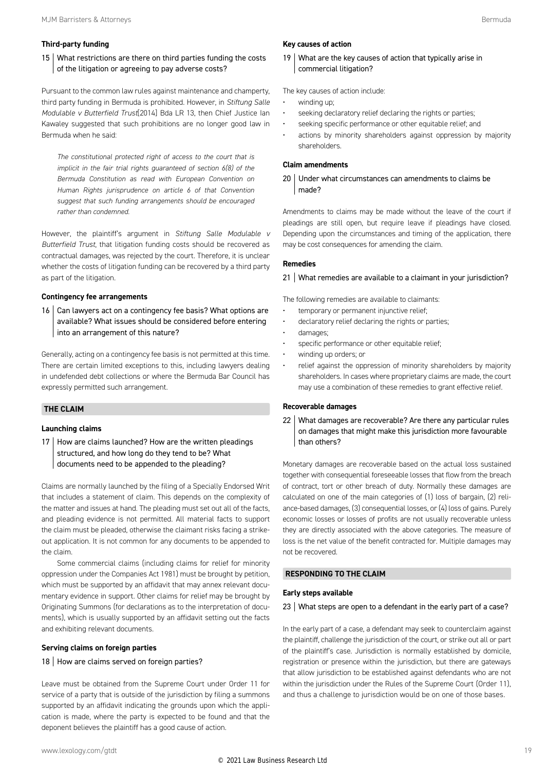### Third-party funding

**15 What restrictions are there on third parties funding the costs of the litigation or agreeing to pay adverse costs?**

Pursuant to the common law rules against maintenance and champerty, third party funding in Bermuda is prohibited. However, in *Stiftung Salle Modulable v Butterfield Trust*[2014] Bda LR 13, then Chief Justice Ian Kawaley suggested that such prohibitions are no longer good law in Bermuda when he said:

> *The constitutional protected right of access to the court that is implicit in the fair trial rights guaranteed of section 6(8) of the Bermuda Constitution as read with European Convention on Human Rights jurisprudence on article 6 of that Convention suggest that such funding arrangements should be encouraged rather than condemned.*

However, the plaintiff's argument in *Stiftung Salle Modulable v Butterfield Trust*, that litigation funding costs should be recovered as contractual damages, was rejected by the court. Therefore, it is unclear whether the costs of litigation funding can be recovered by a third party as part of the litigation.

### Contingency fee arrangements

**16 Can lawyers act on a contingency fee basis? What options are available? What issues should be considered before entering into an arrangement of this nature?**

Generally, acting on a contingency fee basis is not permitted at this time. There are certain limited exceptions to this, including lawyers dealing in undefended debt collections or where the Bermuda Bar Council has expressly permitted such arrangement.

## THE CLAIM

### Launching claims

**17 How are claims launched? How are the written pleadings structured, and how long do they tend to be? What documents need to be appended to the pleading?**

Claims are normally launched by the filing of a Specially Endorsed Writ that includes a statement of claim. This depends on the complexity of the matter and issues at hand. The pleading must set out all of the facts, and pleading evidence is not permitted. All material facts to support the claim must be pleaded, otherwise the claimant risks facing a strike-out application. It is not common for any documents to be appended to the claim.

Some commercial claims (including claims for relief for minority oppression under the Companies Act 1981) must be brought by petition, which must be supported by an affidavit that may annex relevant documentary evidence in support. Other claims for relief may be brought by Originating Summons (for declarations as to the interpretation of documents), which is usually supported by an affidavit setting out the facts and exhibiting relevant documents.

### Serving claims on foreign parties

**18 How are claims served on foreign parties?**

Leave must be obtained from the Supreme Court under Order 11 for service of a party that is outside of the jurisdiction by filing a summons supported by an affidavit indicating the grounds upon which the application is made, where the party is expected to be found and that the deponent believes the plaintiff has a good cause of action.

### Key causes of action

**19 What are the key causes of action that typically arise in commercial litigation?**

The key causes of action include:

- winding up;
- seeking declaratory relief declaring the rights or parties;
- seeking specific performance or other equitable relief; and
- actions by minority shareholders against oppression by majority shareholders.

### Claim amendments

**20 Under what circumstances can amendments to claims be made?**

Amendments to claims may be made without the leave of the court if pleadings are still open, but require leave if pleadings have closed. Depending upon the circumstances and timing of the application, there may be cost consequences for amending the claim.

### Remedies

**21 What remedies are available to a claimant in your jurisdiction?**

The following remedies are available to claimants:

- temporary or permanent injunctive relief;
- declaratory relief declaring the rights or parties;
- damages;
- specific performance or other equitable relief;
- winding up orders; or
- relief against the oppression of minority shareholders by majority shareholders. In cases where proprietary claims are made, the court may use a combination of these remedies to grant effective relief.

### Recoverable damages

**22 What damages are recoverable? Are there any particular rules on damages that might make this jurisdiction more favourable than others?**

Monetary damages are recoverable based on the actual loss sustained together with consequential foreseeable losses that flow from the breach of contract, tort or other breach of duty. Normally these damages are calculated on one of the main categories of (1) loss of bargain, (2) reliance-based damages, (3) consequential losses, or (4) loss of gains. Purely economic losses or losses of profits are not usually recoverable unless they are directly associated with the above categories. The measure of loss is the net value of the benefit contracted for. Multiple damages may not be recovered.

## RESPONDING TO THE CLAIM

### Early steps available

**23 What steps are open to a defendant in the early part of a case?**

In the early part of a case, a defendant may seek to counterclaim against the plaintiff, challenge the jurisdiction of the court, or strike out all or part of the plaintiff's case. Jurisdiction is normally established by domicile, registration or presence within the jurisdiction, but there are gateways that allow jurisdiction to be established against defendants who are not within the jurisdiction under the Rules of the Supreme Court (Order 11), and thus a challenge to jurisdiction would be on one of those bases.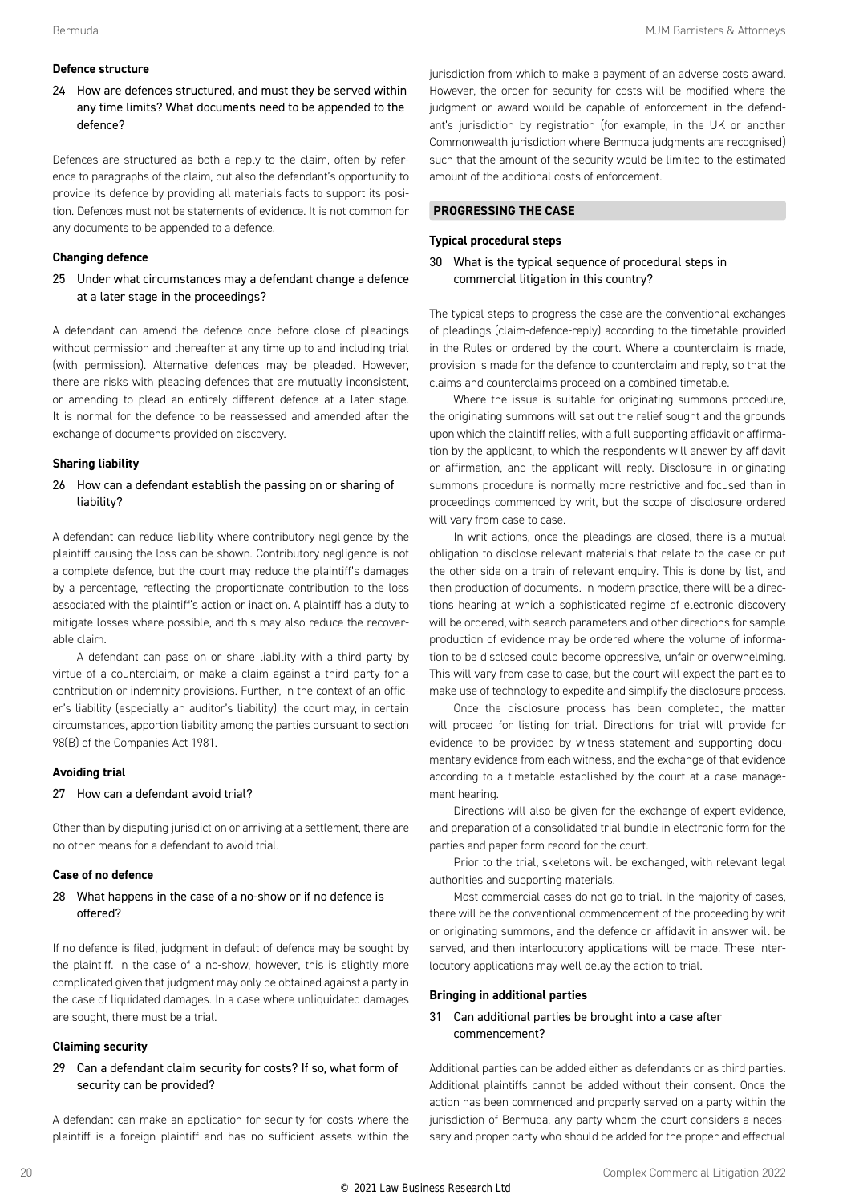### Defence structure

**24 | How are defences structured, and must they be served within any time limits? What documents need to be appended to the defence?**

Defences are structured as both a reply to the claim, often by reference to paragraphs of the claim, but also the defendant's opportunity to provide its defence by providing all materials facts to support its position. Defences must not be statements of evidence. It is not common for any documents to be appended to a defence.

### Changing defence

**25 | Under what circumstances may a defendant change a defence at a later stage in the proceedings?**

A defendant can amend the defence once before close of pleadings without permission and thereafter at any time up to and including trial (with permission). Alternative defences may be pleaded. However, there are risks with pleading defences that are mutually inconsistent, or amending to plead an entirely different defence at a later stage. It is normal for the defence to be reassessed and amended after the exchange of documents provided on discovery.

### Sharing liability

**26 | How can a defendant establish the passing on or sharing of liability?**

A defendant can reduce liability where contributory negligence by the plaintiff causing the loss can be shown. Contributory negligence is not a complete defence, but the court may reduce the plaintiff's damages by a percentage, reflecting the proportionate contribution to the loss associated with the plaintiff's action or inaction. A plaintiff has a duty to mitigate losses where possible, and this may also reduce the recoverable claim.

A defendant can pass on or share liability with a third party by virtue of a counterclaim, or make a claim against a third party for a contribution or indemnity provisions. Further, in the context of an officer's liability (especially an auditor's liability), the court may, in certain circumstances, apportion liability among the parties pursuant to section 98(B) of the Companies Act 1981.

### Avoiding trial

**27 | How can a defendant avoid trial?**

Other than by disputing jurisdiction or arriving at a settlement, there are no other means for a defendant to avoid trial.

### Case of no defence

**28 | What happens in the case of a no-show or if no defence is offered?**

If no defence is filed, judgment in default of defence may be sought by the plaintiff. In the case of a no-show, however, this is slightly more complicated given that judgment may only be obtained against a party in the case of liquidated damages. In a case where unliquidated damages are sought, there must be a trial.

### Claiming security

**29 | Can a defendant claim security for costs? If so, what form of security can be provided?**

A defendant can make an application for security for costs where the plaintiff is a foreign plaintiff and has no sufficient assets within the jurisdiction from which to make a payment of an adverse costs award. However, the order for security for costs will be modified where the judgment or award would be capable of enforcement in the defendant's jurisdiction by registration (for example, in the UK or another Commonwealth jurisdiction where Bermuda judgments are recognised) such that the amount of the security would be limited to the estimated amount of the additional costs of enforcement.

## PROGRESSING THE CASE

### Typical procedural steps

**30 | What is the typical sequence of procedural steps in commercial litigation in this country?**

The typical steps to progress the case are the conventional exchanges of pleadings (claim-defence-reply) according to the timetable provided in the Rules or ordered by the court. Where a counterclaim is made, provision is made for the defence to counterclaim and reply, so that the claims and counterclaims proceed on a combined timetable.

Where the issue is suitable for originating summons procedure, the originating summons will set out the relief sought and the grounds upon which the plaintiff relies, with a full supporting affidavit or affirmation by the applicant, to which the respondents will answer by affidavit or affirmation, and the applicant will reply. Disclosure in originating summons procedure is normally more restrictive and focused than in proceedings commenced by writ, but the scope of disclosure ordered will vary from case to case.

In writ actions, once the pleadings are closed, there is a mutual obligation to disclose relevant materials that relate to the case or put the other side on a train of relevant enquiry. This is done by list, and then production of documents. In modern practice, there will be a directions hearing at which a sophisticated regime of electronic discovery will be ordered, with search parameters and other directions for sample production of evidence may be ordered where the volume of information to be disclosed could become oppressive, unfair or overwhelming. This will vary from case to case, but the court will expect the parties to make use of technology to expedite and simplify the disclosure process.

Once the disclosure process has been completed, the matter will proceed for listing for trial. Directions for trial will provide for evidence to be provided by witness statement and supporting documentary evidence from each witness, and the exchange of that evidence according to a timetable established by the court at a case management hearing.

Directions will also be given for the exchange of expert evidence, and preparation of a consolidated trial bundle in electronic form for the parties and paper form record for the court.

Prior to the trial, skeletons will be exchanged, with relevant legal authorities and supporting materials.

Most commercial cases do not go to trial. In the majority of cases, there will be the conventional commencement of the proceeding by writ or originating summons, and the defence or affidavit in answer will be served, and then interlocutory applications will be made. These interlocutory applications may well delay the action to trial.

### Bringing in additional parties

**31 | Can additional parties be brought into a case after commencement?**

Additional parties can be added either as defendants or as third parties. Additional plaintiffs cannot be added without their consent. Once the action has been commenced and properly served on a party within the jurisdiction of Bermuda, any party whom the court considers a necessary and proper party who should be added for the proper and effectual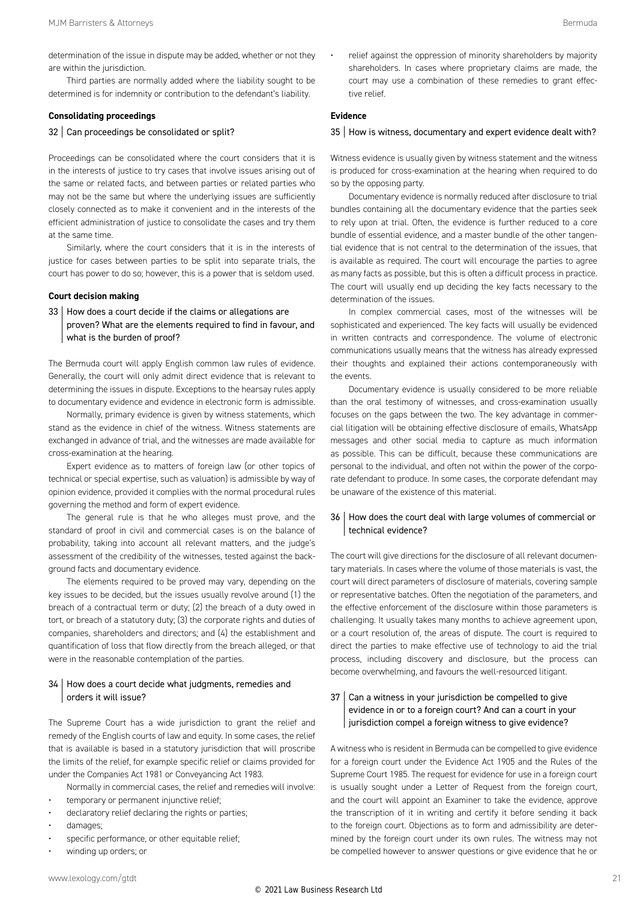determination of the issue in dispute may be added, whether or not they are within the jurisdiction.

Third parties are normally added where the liability sought to be determined is for indemnity or contribution to the defendant's liability.

### Consolidating proceedings

#### 32 | Can proceedings be consolidated or split?

Proceedings can be consolidated where the court considers that it is in the interests of justice to try cases that involve issues arising out of the same or related facts, and between parties or related parties who may not be the same but where the underlying issues are sufficiently closely connected as to make it convenient and in the interests of the efficient administration of justice to consolidate the cases and try them at the same time.

Similarly, where the court considers that it is in the interests of justice for cases between parties to be split into separate trials, the court has power to do so; however, this is a power that is seldom used.

### Court decision making

#### 33 | How does a court decide if the claims or allegations are proven? What are the elements required to find in favour, and what is the burden of proof?

The Bermuda court will apply English common law rules of evidence. Generally, the court will only admit direct evidence that is relevant to determining the issues in dispute. Exceptions to the hearsay rules apply to documentary evidence and evidence in electronic form is admissible.

Normally, primary evidence is given by witness statements, which stand as the evidence in chief of the witness. Witness statements are exchanged in advance of trial, and the witnesses are made available for cross-examination at the hearing.

Expert evidence as to matters of foreign law (or other topics of technical or special expertise, such as valuation) is admissible by way of opinion evidence, provided it complies with the normal procedural rules governing the method and form of expert evidence.

The general rule is that he who alleges must prove, and the standard of proof in civil and commercial cases is on the balance of probability, taking into account all relevant matters, and the judge's assessment of the credibility of the witnesses, tested against the background facts and documentary evidence.

The elements required to be proved may vary, depending on the key issues to be decided, but the issues usually revolve around (1) the breach of a contractual term or duty; (2) the breach of a duty owed in tort, or breach of a statutory duty; (3) the corporate rights and duties of companies, shareholders and directors; and (4) the establishment and quantification of loss that flow directly from the breach alleged, or that were in the reasonable contemplation of the parties.

#### 34 | How does a court decide what judgments, remedies and orders it will issue?

The Supreme Court has a wide jurisdiction to grant the relief and remedy of the English courts of law and equity. In some cases, the relief that is available is based in a statutory jurisdiction that will proscribe the limits of the relief, for example specific relief or claims provided for under the Companies Act 1981 or Conveyancing Act 1983.

Normally in commercial cases, the relief and remedies will involve:

- temporary or permanent injunctive relief;
- declaratory relief declaring the rights or parties;
- damages;
- specific performance, or other equitable relief;
- winding up orders; or
- relief against the oppression of minority shareholders by majority shareholders. In cases where proprietary claims are made, the court may use a combination of these remedies to grant effective relief.

### Evidence

#### 35 | How is witness, documentary and expert evidence dealt with?

Witness evidence is usually given by witness statement and the witness is produced for cross-examination at the hearing when required to do so by the opposing party.

Documentary evidence is normally reduced after disclosure to trial bundles containing all the documentary evidence that the parties seek to rely upon at trial. Often, the evidence is further reduced to a core bundle of essential evidence, and a master bundle of the other tangential evidence that is not central to the determination of the issues, that is available as required. The court will encourage the parties to agree as many facts as possible, but this is often a difficult process in practice. The court will usually end up deciding the key facts necessary to the determination of the issues.

In complex commercial cases, most of the witnesses will be sophisticated and experienced. The key facts will usually be evidenced in written contracts and correspondence. The volume of electronic communications usually means that the witness has already expressed their thoughts and explained their actions contemporaneously with the events.

Documentary evidence is usually considered to be more reliable than the oral testimony of witnesses, and cross-examination usually focuses on the gaps between the two. The key advantage in commercial litigation will be obtaining effective disclosure of emails, WhatsApp messages and other social media to capture as much information as possible. This can be difficult, because these communications are personal to the individual, and often not within the power of the corporate defendant to produce. In some cases, the corporate defendant may be unaware of the existence of this material.

#### 36 | How does the court deal with large volumes of commercial or technical evidence?

The court will give directions for the disclosure of all relevant documentary materials. In cases where the volume of those materials is vast, the court will direct parameters of disclosure of materials, covering sample or representative batches. Often the negotiation of the parameters, and the effective enforcement of the disclosure within those parameters is challenging. It usually takes many months to achieve agreement upon, or a court resolution of, the areas of dispute. The court is required to direct the parties to make effective use of technology to aid the trial process, including discovery and disclosure, but the process can become overwhelming, and favours the well-resourced litigant.

#### 37 | Can a witness in your jurisdiction be compelled to give evidence in or to a foreign court? And can a court in your jurisdiction compel a foreign witness to give evidence?

A witness who is resident in Bermuda can be compelled to give evidence for a foreign court under the Evidence Act 1905 and the Rules of the Supreme Court 1985. The request for evidence for use in a foreign court is usually sought under a Letter of Request from the foreign court, and the court will appoint an Examiner to take the evidence, approve the transcription of it in writing and certify it before sending it back to the foreign court. Objections as to form and admissibility are determined by the foreign court under its own rules. The witness may not be compelled however to answer questions or give evidence that he or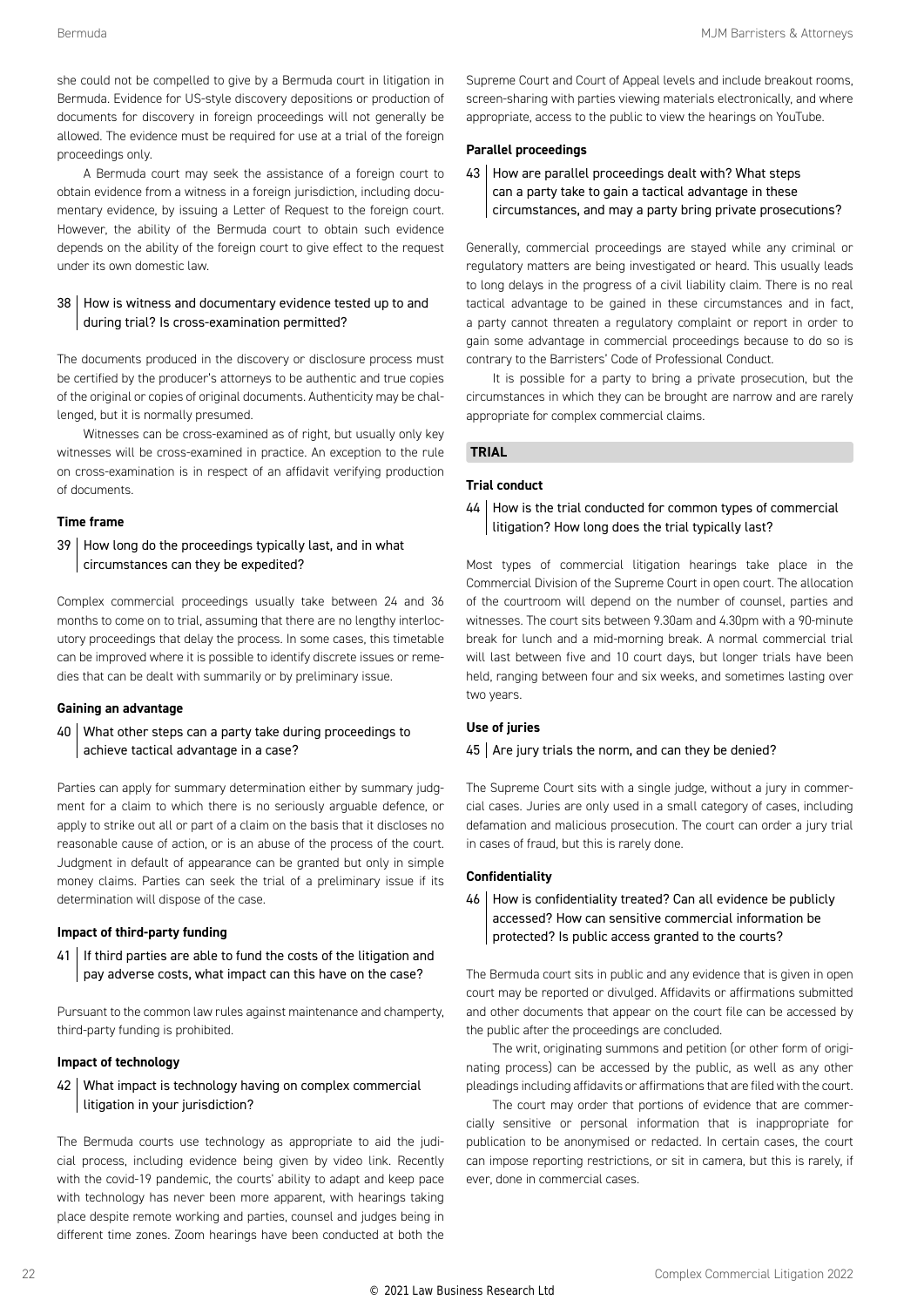she could not be compelled to give by a Bermuda court in litigation in Bermuda. Evidence for US-style discovery depositions or production of documents for discovery in foreign proceedings will not generally be allowed. The evidence must be required for use at a trial of the foreign proceedings only.

A Bermuda court may seek the assistance of a foreign court to obtain evidence from a witness in a foreign jurisdiction, including documentary evidence, by issuing a Letter of Request to the foreign court. However, the ability of the Bermuda court to obtain such evidence depends on the ability of the foreign court to give effect to the request under its own domestic law.

### 38 | How is witness and documentary evidence tested up to and during trial? Is cross-examination permitted?

The documents produced in the discovery or disclosure process must be certified by the producer's attorneys to be authentic and true copies of the original or copies of original documents. Authenticity may be challenged, but it is normally presumed.

Witnesses can be cross-examined as of right, but usually only key witnesses will be cross-examined in practice. An exception to the rule on cross-examination is in respect of an affidavit verifying production of documents.

**Time frame**

### 39 | How long do the proceedings typically last, and in what circumstances can they be expedited?

Complex commercial proceedings usually take between 24 and 36 months to come on to trial, assuming that there are no lengthy interlocutory proceedings that delay the process. In some cases, this timetable can be improved where it is possible to identify discrete issues or remedies that can be dealt with summarily or by preliminary issue.

**Gaining an advantage**

### 40 | What other steps can a party take during proceedings to achieve tactical advantage in a case?

Parties can apply for summary determination either by summary judgment for a claim to which there is no seriously arguable defence, or apply to strike out all or part of a claim on the basis that it discloses no reasonable cause of action, or is an abuse of the process of the court. Judgment in default of appearance can be granted but only in simple money claims. Parties can seek the trial of a preliminary issue if its determination will dispose of the case.

**Impact of third-party funding**

### 41 | If third parties are able to fund the costs of the litigation and pay adverse costs, what impact can this have on the case?

Pursuant to the common law rules against maintenance and champerty, third-party funding is prohibited.

**Impact of technology**

### 42 | What impact is technology having on complex commercial litigation in your jurisdiction?

The Bermuda courts use technology as appropriate to aid the judicial process, including evidence being given by video link. Recently with the covid-19 pandemic, the courts' ability to adapt and keep pace with technology has never been more apparent, with hearings taking place despite remote working and parties, counsel and judges being in different time zones. Zoom hearings have been conducted at both the Supreme Court and Court of Appeal levels and include breakout rooms, screen-sharing with parties viewing materials electronically, and where appropriate, access to the public to view the hearings on YouTube.

**Parallel proceedings**

### 43 | How are parallel proceedings dealt with? What steps can a party take to gain a tactical advantage in these circumstances, and may a party bring private prosecutions?

Generally, commercial proceedings are stayed while any criminal or regulatory matters are being investigated or heard. This usually leads to long delays in the progress of a civil liability claim. There is no real tactical advantage to be gained in these circumstances and in fact, a party cannot threaten a regulatory complaint or report in order to gain some advantage in commercial proceedings because to do so is contrary to the Barristers' Code of Professional Conduct.

It is possible for a party to bring a private prosecution, but the circumstances in which they can be brought are narrow and are rarely appropriate for complex commercial claims.

## TRIAL

**Trial conduct**

### 44 | How is the trial conducted for common types of commercial litigation? How long does the trial typically last?

Most types of commercial litigation hearings take place in the Commercial Division of the Supreme Court in open court. The allocation of the courtroom will depend on the number of counsel, parties and witnesses. The court sits between 9.30am and 4.30pm with a 90-minute break for lunch and a mid-morning break. A normal commercial trial will last between five and 10 court days, but longer trials have been held, ranging between four and six weeks, and sometimes lasting over two years.

**Use of juries**

### 45 | Are jury trials the norm, and can they be denied?

The Supreme Court sits with a single judge, without a jury in commercial cases. Juries are only used in a small category of cases, including defamation and malicious prosecution. The court can order a jury trial in cases of fraud, but this is rarely done.

**Confidentiality**

### 46 | How is confidentiality treated? Can all evidence be publicly accessed? How can sensitive commercial information be protected? Is public access granted to the courts?

The Bermuda court sits in public and any evidence that is given in open court may be reported or divulged. Affidavits or affirmations submitted and other documents that appear on the court file can be accessed by the public after the proceedings are concluded.

The writ, originating summons and petition (or other form of originating process) can be accessed by the public, as well as any other pleadings including affidavits or affirmations that are filed with the court.

The court may order that portions of evidence that are commercially sensitive or personal information that is inappropriate for publication to be anonymised or redacted. In certain cases, the court can impose reporting restrictions, or sit in camera, but this is rarely, if ever, done in commercial cases.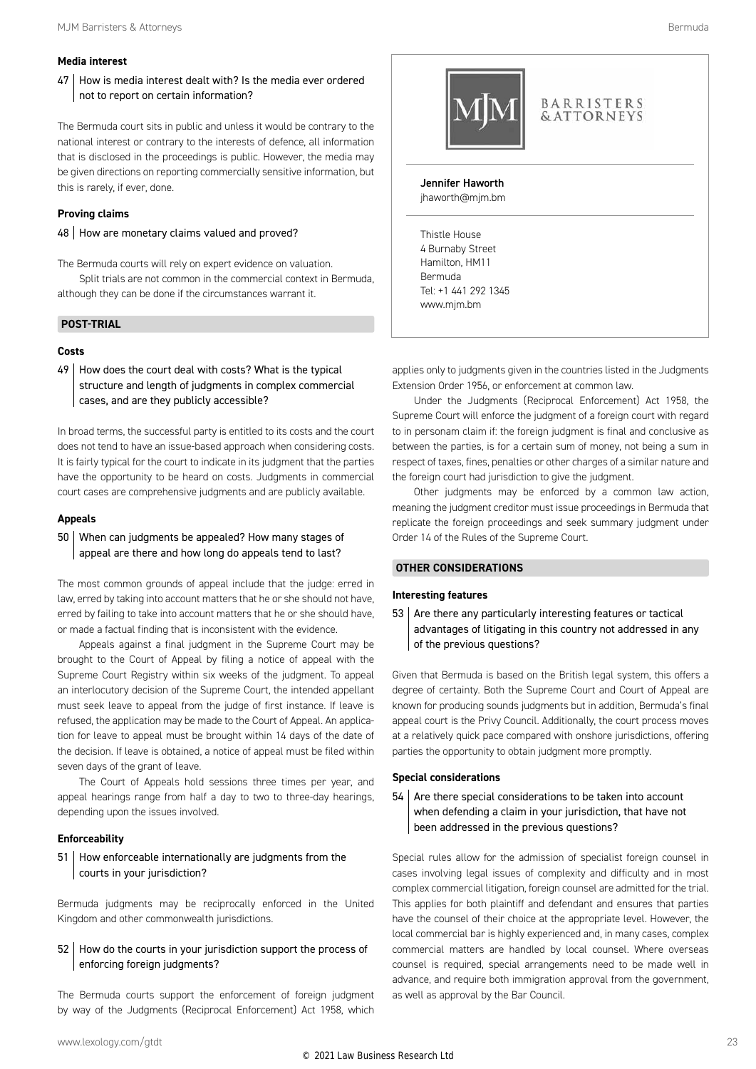### Media interest

**47 | How is media interest dealt with? Is the media ever ordered not to report on certain information?**

The Bermuda court sits in public and unless it would be contrary to the national interest or contrary to the interests of defence, all information that is disclosed in the proceedings is public. However, the media may be given directions on reporting commercially sensitive information, but this is rarely, if ever, done.

### Proving claims

**48 | How are monetary claims valued and proved?**

The Bermuda courts will rely on expert evidence on valuation.

Split trials are not common in the commercial context in Bermuda, although they can be done if the circumstances warrant it.

## POST-TRIAL

### Costs

**49 | How does the court deal with costs? What is the typical structure and length of judgments in complex commercial cases, and are they publicly accessible?**

In broad terms, the successful party is entitled to its costs and the court does not tend to have an issue-based approach when considering costs. It is fairly typical for the court to indicate in its judgment that the parties have the opportunity to be heard on costs. Judgments in commercial court cases are comprehensive judgments and are publicly available.

### Appeals

**50 | When can judgments be appealed? How many stages of appeal are there and how long do appeals tend to last?**

The most common grounds of appeal include that the judge: erred in law, erred by taking into account matters that he or she should not have, erred by failing to take into account matters that he or she should have, or made a factual finding that is inconsistent with the evidence.

Appeals against a final judgment in the Supreme Court may be brought to the Court of Appeal by filing a notice of appeal with the Supreme Court Registry within six weeks of the judgment. To appeal an interlocutory decision of the Supreme Court, the intended appellant must seek leave to appeal from the judge of first instance. If leave is refused, the application may be made to the Court of Appeal. An application for leave to appeal must be brought within 14 days of the date of the decision. If leave is obtained, a notice of appeal must be filed within seven days of the grant of leave.

The Court of Appeals hold sessions three times per year, and appeal hearings range from half a day to two to three-day hearings, depending upon the issues involved.

### Enforceability

**51 | How enforceable internationally are judgments from the courts in your jurisdiction?**

Bermuda judgments may be reciprocally enforced in the United Kingdom and other commonwealth jurisdictions.

**52 | How do the courts in your jurisdiction support the process of enforcing foreign judgments?**

The Bermuda courts support the enforcement of foreign judgment by way of the Judgments (Reciprocal Enforcement) Act 1958, which applies only to judgments given in the countries listed in the Judgments Extension Order 1956, or enforcement at common law.

Under the Judgments (Reciprocal Enforcement) Act 1958, the Supreme Court will enforce the judgment of a foreign court with regard to in personam claim if: the foreign judgment is final and conclusive as between the parties, is for a certain sum of money, not being a sum in respect of taxes, fines, penalties or other charges of a similar nature and the foreign court had jurisdiction to give the judgment.

Other judgments may be enforced by a common law action, meaning the judgment creditor must issue proceedings in Bermuda that replicate the foreign proceedings and seek summary judgment under Order 14 of the Rules of the Supreme Court.

## OTHER CONSIDERATIONS

### Interesting features

**53 | Are there any particularly interesting features or tactical advantages of litigating in this country not addressed in any of the previous questions?**

Given that Bermuda is based on the British legal system, this offers a degree of certainty. Both the Supreme Court and Court of Appeal are known for producing sounds judgments but in addition, Bermuda's final appeal court is the Privy Council. Additionally, the court process moves at a relatively quick pace compared with onshore jurisdictions, offering parties the opportunity to obtain judgment more promptly.

### Special considerations

**54 | Are there special considerations to be taken into account when defending a claim in your jurisdiction, that have not been addressed in the previous questions?**

Special rules allow for the admission of specialist foreign counsel in cases involving legal issues of complexity and difficulty and in most complex commercial litigation, foreign counsel are admitted for the trial. This applies for both plaintiff and defendant and ensures that parties have the counsel of their choice at the appropriate level. However, the local commercial bar is highly experienced and, in many cases, complex commercial matters are handled by local counsel. Where overseas counsel is required, special arrangements need to be made well in advance, and require both immigration approval from the government, as well as approval by the Bar Council.

---

MJM BARRISTERS & ATTORNEYS

**Jennifer Haworth**
jhaworth@mjm.bm

Thistle House
4 Burnaby Street
Hamilton, HM11
Bermuda
Tel: +1 441 292 1345
www.mjm.bm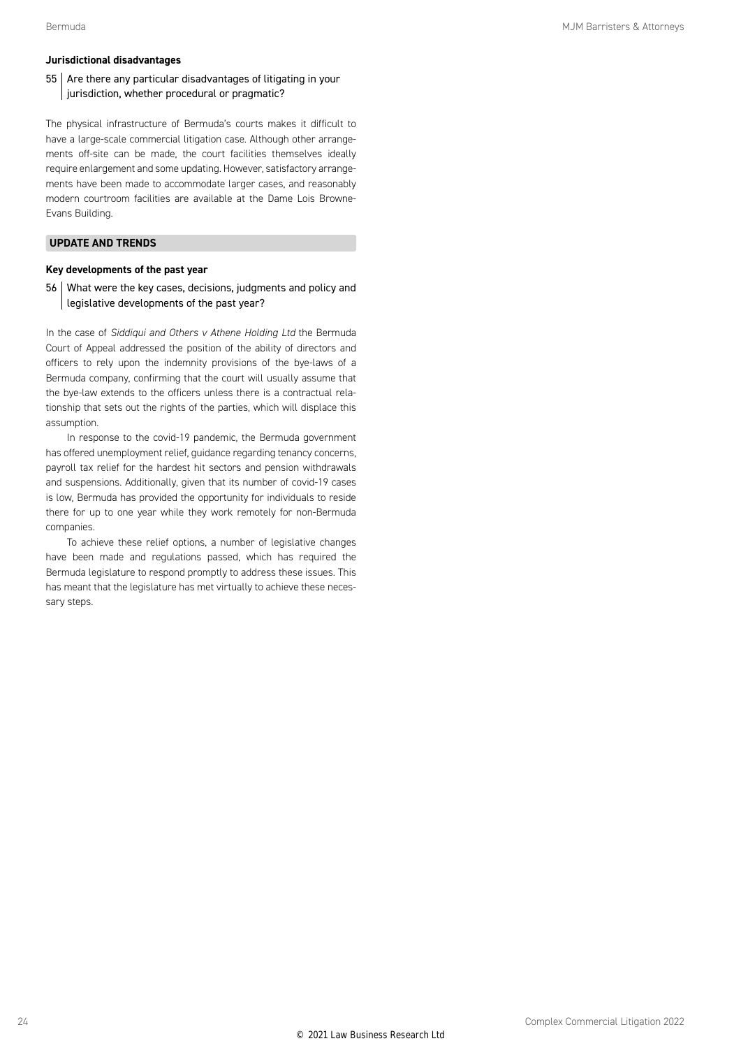### Jurisdictional disadvantages

**55 Are there any particular disadvantages of litigating in your jurisdiction, whether procedural or pragmatic?**

The physical infrastructure of Bermuda's courts makes it difficult to have a large-scale commercial litigation case. Although other arrangements off-site can be made, the court facilities themselves ideally require enlargement and some updating. However, satisfactory arrangements have been made to accommodate larger cases, and reasonably modern courtroom facilities are available at the Dame Lois Browne-Evans Building.

## UPDATE AND TRENDS

### Key developments of the past year

**56 What were the key cases, decisions, judgments and policy and legislative developments of the past year?**

In the case of *Siddiqui and Others v Athene Holding Ltd* the Bermuda Court of Appeal addressed the position of the ability of directors and officers to rely upon the indemnity provisions of the bye-laws of a Bermuda company, confirming that the court will usually assume that the bye-law extends to the officers unless there is a contractual relationship that sets out the rights of the parties, which will displace this assumption.

In response to the covid-19 pandemic, the Bermuda government has offered unemployment relief, guidance regarding tenancy concerns, payroll tax relief for the hardest hit sectors and pension withdrawals and suspensions. Additionally, given that its number of covid-19 cases is low, Bermuda has provided the opportunity for individuals to reside there for up to one year while they work remotely for non-Bermuda companies.

To achieve these relief options, a number of legislative changes have been made and regulations passed, which has required the Bermuda legislature to respond promptly to address these issues. This has meant that the legislature has met virtually to achieve these necessary steps.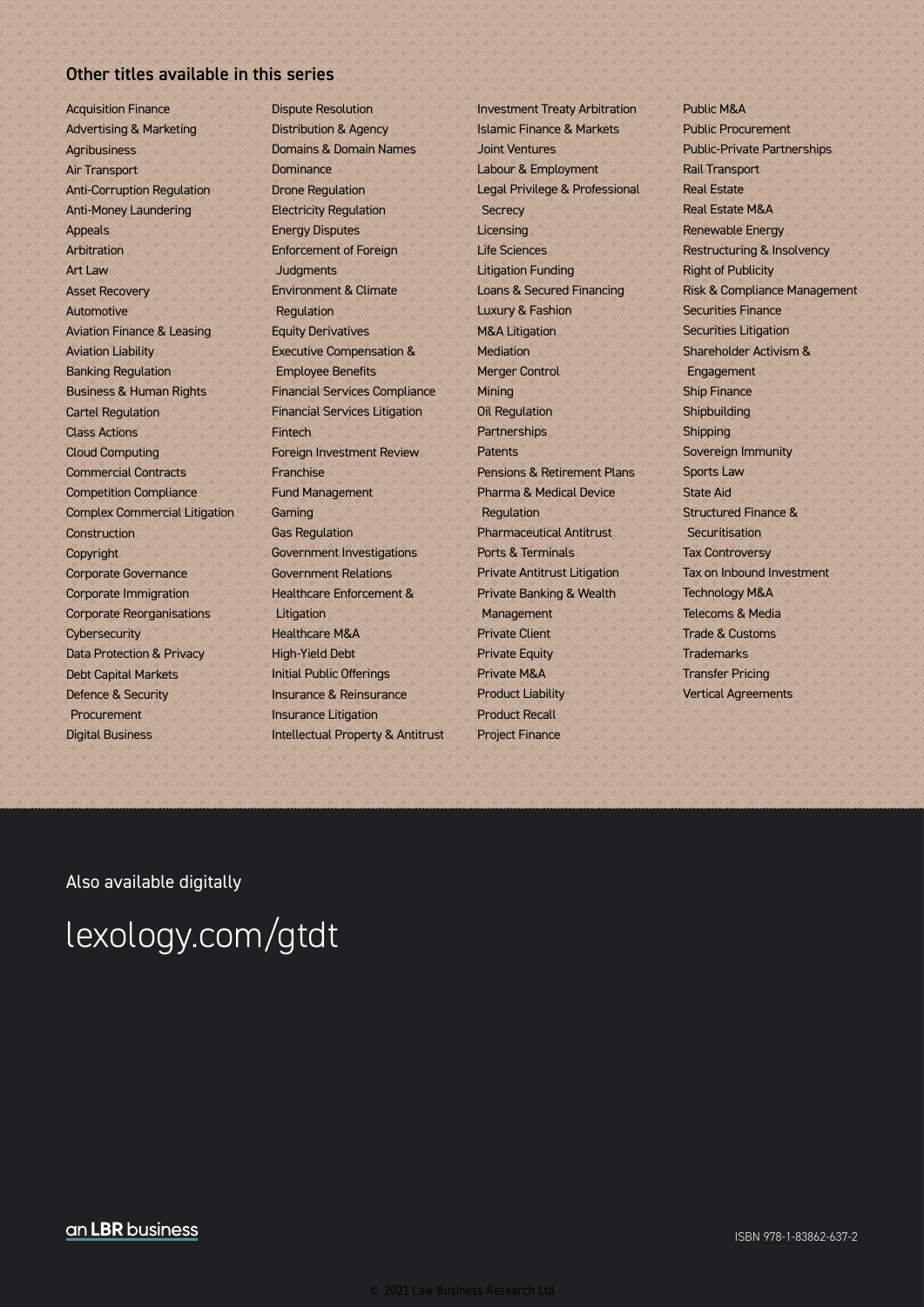## Other titles available in this series

- Acquisition Finance
- Advertising & Marketing
- Agribusiness
- Air Transport
- Anti-Corruption Regulation
- Anti-Money Laundering
- Appeals
- Arbitration
- Art Law
- Asset Recovery
- Automotive
- Aviation Finance & Leasing
- Aviation Liability
- Banking Regulation
- Business & Human Rights
- Cartel Regulation
- Class Actions
- Cloud Computing
- Commercial Contracts
- Competition Compliance
- Complex Commercial Litigation
- Construction
- Copyright
- Corporate Governance
- Corporate Immigration
- Corporate Reorganisations
- Cybersecurity
- Data Protection & Privacy
- Debt Capital Markets
- Defence & Security Procurement
- Digital Business
- Dispute Resolution
- Distribution & Agency
- Domains & Domain Names
- Dominance
- Drone Regulation
- Electricity Regulation
- Energy Disputes
- Enforcement of Foreign Judgments
- Environment & Climate Regulation
- Equity Derivatives
- Executive Compensation & Employee Benefits
- Financial Services Compliance
- Financial Services Litigation
- Fintech
- Foreign Investment Review
- Franchise
- Fund Management
- Gaming
- Gas Regulation
- Government Investigations
- Government Relations
- Healthcare Enforcement & Litigation
- Healthcare M&A
- High-Yield Debt
- Initial Public Offerings
- Insurance & Reinsurance
- Insurance Litigation
- Intellectual Property & Antitrust
- Investment Treaty Arbitration
- Islamic Finance & Markets
- Joint Ventures
- Labour & Employment
- Legal Privilege & Professional Secrecy
- Licensing
- Life Sciences
- Litigation Funding
- Loans & Secured Financing
- Luxury & Fashion
- M&A Litigation
- Mediation
- Merger Control
- Mining
- Oil Regulation
- Partnerships
- Patents
- Pensions & Retirement Plans
- Pharma & Medical Device Regulation
- Pharmaceutical Antitrust
- Ports & Terminals
- Private Antitrust Litigation
- Private Banking & Wealth Management
- Private Client
- Private Equity
- Private M&A
- Product Liability
- Product Recall
- Project Finance
- Public M&A
- Public Procurement
- Public-Private Partnerships
- Rail Transport
- Real Estate
- Real Estate M&A
- Renewable Energy
- Restructuring & Insolvency
- Right of Publicity
- Risk & Compliance Management
- Securities Finance
- Securities Litigation
- Shareholder Activism & Engagement
- Ship Finance
- Shipbuilding
- Shipping
- Sovereign Immunity
- Sports Law
- State Aid
- Structured Finance & Securitisation
- Tax Controversy
- Tax on Inbound Investment
- Technology M&A
- Telecoms & Media
- Trade & Customs
- Trademarks
- Transfer Pricing
- Vertical Agreements

Also available digitally

lexology.com/gtdt

an **LBR** business

ISBN 978-1-83862-637-2

© 2021 Law Business Research Ltd